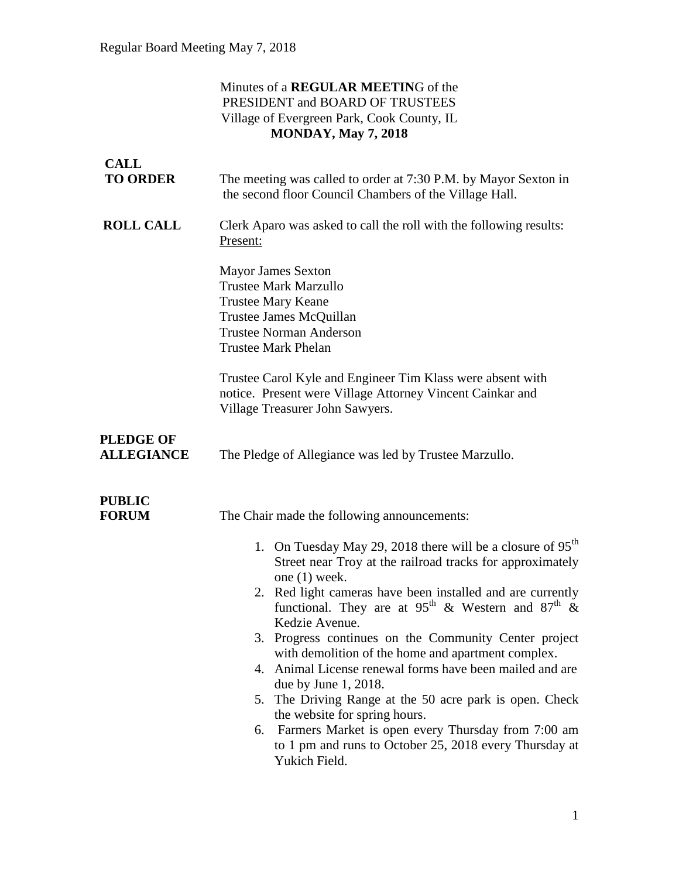Minutes of a **REGULAR MEETIN**G of the
PRESIDENT and BOARD OF TRUSTEES
Village of Evergreen Park, Cook County, IL
**MONDAY, May 7, 2018**

**CALL TO ORDER**

The meeting was called to order at 7:30 P.M. by Mayor Sexton in the second floor Council Chambers of the Village Hall.

**ROLL CALL**

Clerk Aparo was asked to call the roll with the following results:
Present:

Mayor James Sexton
Trustee Mark Marzullo
Trustee Mary Keane
Trustee James McQuillan
Trustee Norman Anderson
Trustee Mark Phelan

Trustee Carol Kyle and Engineer Tim Klass were absent with notice. Present were Village Attorney Vincent Cainkar and Village Treasurer John Sawyers.

**PLEDGE OF ALLEGIANCE**

The Pledge of Allegiance was led by Trustee Marzullo.

**PUBLIC FORUM**

The Chair made the following announcements:

1. On Tuesday May 29, 2018 there will be a closure of 95th Street near Troy at the railroad tracks for approximately one (1) week.
2. Red light cameras have been installed and are currently functional. They are at 95th & Western and 87th & Kedzie Avenue.
3. Progress continues on the Community Center project with demolition of the home and apartment complex.
4. Animal License renewal forms have been mailed and are due by June 1, 2018.
5. The Driving Range at the 50 acre park is open. Check the website for spring hours.
6. Farmers Market is open every Thursday from 7:00 am to 1 pm and runs to October 25, 2018 every Thursday at Yukich Field.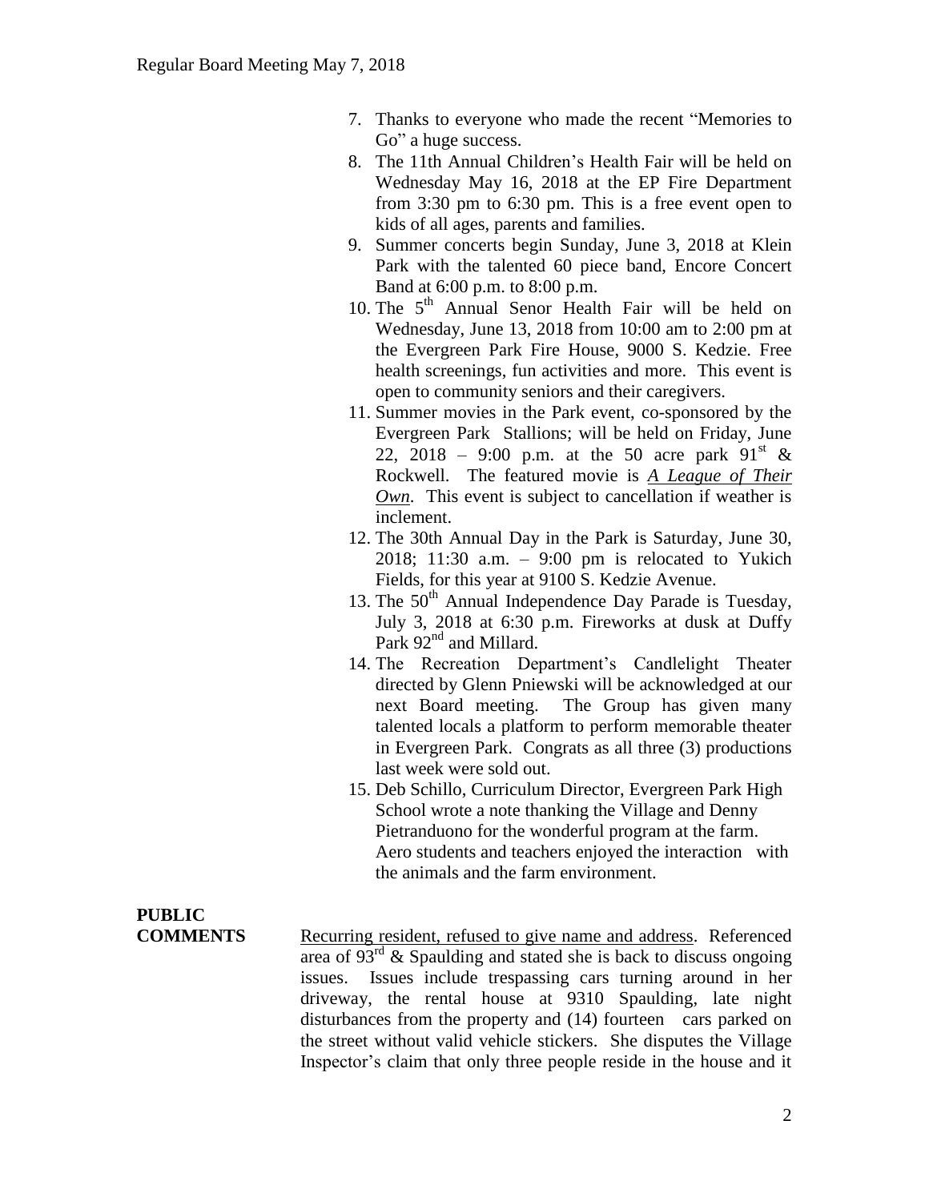7. Thanks to everyone who made the recent "Memories to Go" a huge success.
8. The 11th Annual Children's Health Fair will be held on Wednesday May 16, 2018 at the EP Fire Department from 3:30 pm to 6:30 pm. This is a free event open to kids of all ages, parents and families.
9. Summer concerts begin Sunday, June 3, 2018 at Klein Park with the talented 60 piece band, Encore Concert Band at 6:00 p.m. to 8:00 p.m.
10. The 5th Annual Senor Health Fair will be held on Wednesday, June 13, 2018 from 10:00 am to 2:00 pm at the Evergreen Park Fire House, 9000 S. Kedzie. Free health screenings, fun activities and more. This event is open to community seniors and their caregivers.
11. Summer movies in the Park event, co-sponsored by the Evergreen Park Stallions; will be held on Friday, June 22, 2018 – 9:00 p.m. at the 50 acre park 91st & Rockwell. The featured movie is *A League of Their Own*. This event is subject to cancellation if weather is inclement.
12. The 30th Annual Day in the Park is Saturday, June 30, 2018; 11:30 a.m. – 9:00 pm is relocated to Yukich Fields, for this year at 9100 S. Kedzie Avenue.
13. The 50th Annual Independence Day Parade is Tuesday, July 3, 2018 at 6:30 p.m. Fireworks at dusk at Duffy Park 92nd and Millard.
14. The Recreation Department's Candlelight Theater directed by Glenn Pniewski will be acknowledged at our next Board meeting. The Group has given many talented locals a platform to perform memorable theater in Evergreen Park. Congrats as all three (3) productions last week were sold out.
15. Deb Schillo, Curriculum Director, Evergreen Park High School wrote a note thanking the Village and Denny Pietranduono for the wonderful program at the farm. Aero students and teachers enjoyed the interaction with the animals and the farm environment.

**PUBLIC COMMENTS**

Recurring resident, refused to give name and address. Referenced area of 93rd & Spaulding and stated she is back to discuss ongoing issues. Issues include trespassing cars turning around in her driveway, the rental house at 9310 Spaulding, late night disturbances from the property and (14) fourteen cars parked on the street without valid vehicle stickers. She disputes the Village Inspector's claim that only three people reside in the house and it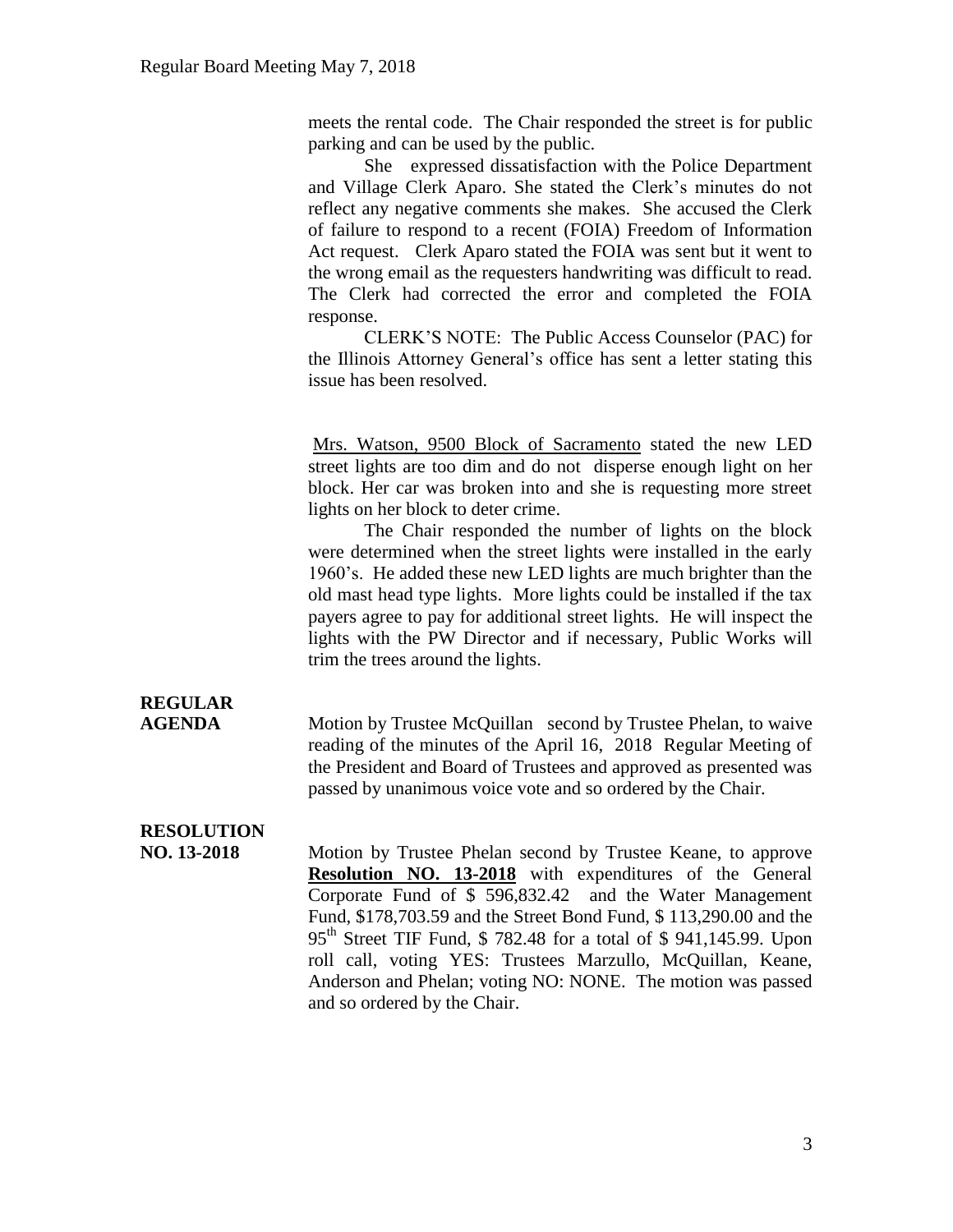meets the rental code. The Chair responded the street is for public parking and can be used by the public.

She expressed dissatisfaction with the Police Department and Village Clerk Aparo. She stated the Clerk's minutes do not reflect any negative comments she makes. She accused the Clerk of failure to respond to a recent (FOIA) Freedom of Information Act request. Clerk Aparo stated the FOIA was sent but it went to the wrong email as the requesters handwriting was difficult to read. The Clerk had corrected the error and completed the FOIA response.

CLERK'S NOTE: The Public Access Counselor (PAC) for the Illinois Attorney General's office has sent a letter stating this issue has been resolved.

Mrs. Watson, 9500 Block of Sacramento stated the new LED street lights are too dim and do not disperse enough light on her block. Her car was broken into and she is requesting more street lights on her block to deter crime.

The Chair responded the number of lights on the block were determined when the street lights were installed in the early 1960's. He added these new LED lights are much brighter than the old mast head type lights. More lights could be installed if the tax payers agree to pay for additional street lights. He will inspect the lights with the PW Director and if necessary, Public Works will trim the trees around the lights.

**REGULAR AGENDA**

Motion by Trustee McQuillan second by Trustee Phelan, to waive reading of the minutes of the April 16, 2018 Regular Meeting of the President and Board of Trustees and approved as presented was passed by unanimous voice vote and so ordered by the Chair.

**RESOLUTION NO. 13-2018**

Motion by Trustee Phelan second by Trustee Keane, to approve **Resolution NO. 13-2018** with expenditures of the General Corporate Fund of $ 596,832.42 and the Water Management Fund, $178,703.59 and the Street Bond Fund, $ 113,290.00 and the 95th Street TIF Fund, $ 782.48 for a total of $ 941,145.99. Upon roll call, voting YES: Trustees Marzullo, McQuillan, Keane, Anderson and Phelan; voting NO: NONE. The motion was passed and so ordered by the Chair.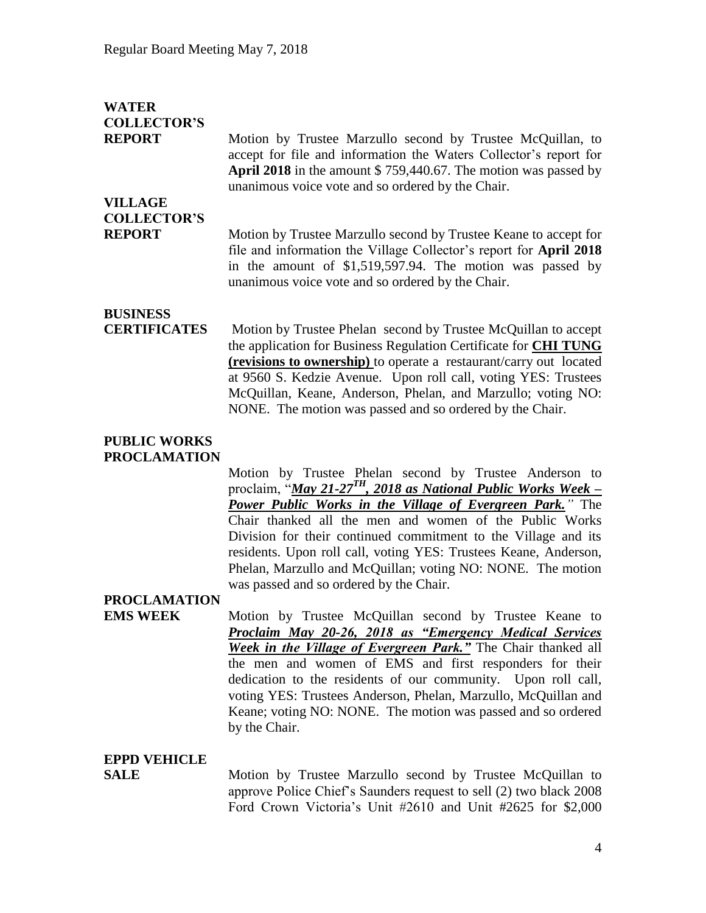**WATER COLLECTOR'S REPORT**

Motion by Trustee Marzullo second by Trustee McQuillan, to accept for file and information the Waters Collector's report for **April 2018** in the amount $ 759,440.67. The motion was passed by unanimous voice vote and so ordered by the Chair.

**VILLAGE COLLECTOR'S REPORT**

Motion by Trustee Marzullo second by Trustee Keane to accept for file and information the Village Collector's report for **April 2018** in the amount of $1,519,597.94. The motion was passed by unanimous voice vote and so ordered by the Chair.

**BUSINESS CERTIFICATES**

Motion by Trustee Phelan second by Trustee McQuillan to accept the application for Business Regulation Certificate for **CHI TUNG (revisions to ownership)** to operate a restaurant/carry out located at 9560 S. Kedzie Avenue. Upon roll call, voting YES: Trustees McQuillan, Keane, Anderson, Phelan, and Marzullo; voting NO: NONE. The motion was passed and so ordered by the Chair.

**PUBLIC WORKS PROCLAMATION**

Motion by Trustee Phelan second by Trustee Anderson to proclaim, "***May 21-27TH, 2018 as National Public Works Week – Power Public Works in the Village of Evergreen Park.***" The Chair thanked all the men and women of the Public Works Division for their continued commitment to the Village and its residents. Upon roll call, voting YES: Trustees Keane, Anderson, Phelan, Marzullo and McQuillan; voting NO: NONE. The motion was passed and so ordered by the Chair.

**PROCLAMATION EMS WEEK**

Motion by Trustee McQuillan second by Trustee Keane to ***Proclaim May 20-26, 2018 as "Emergency Medical Services Week in the Village of Evergreen Park."*** The Chair thanked all the men and women of EMS and first responders for their dedication to the residents of our community. Upon roll call, voting YES: Trustees Anderson, Phelan, Marzullo, McQuillan and Keane; voting NO: NONE. The motion was passed and so ordered by the Chair.

**EPPD VEHICLE SALE**

Motion by Trustee Marzullo second by Trustee McQuillan to approve Police Chief's Saunders request to sell (2) two black 2008 Ford Crown Victoria's Unit #2610 and Unit #2625 for $2,000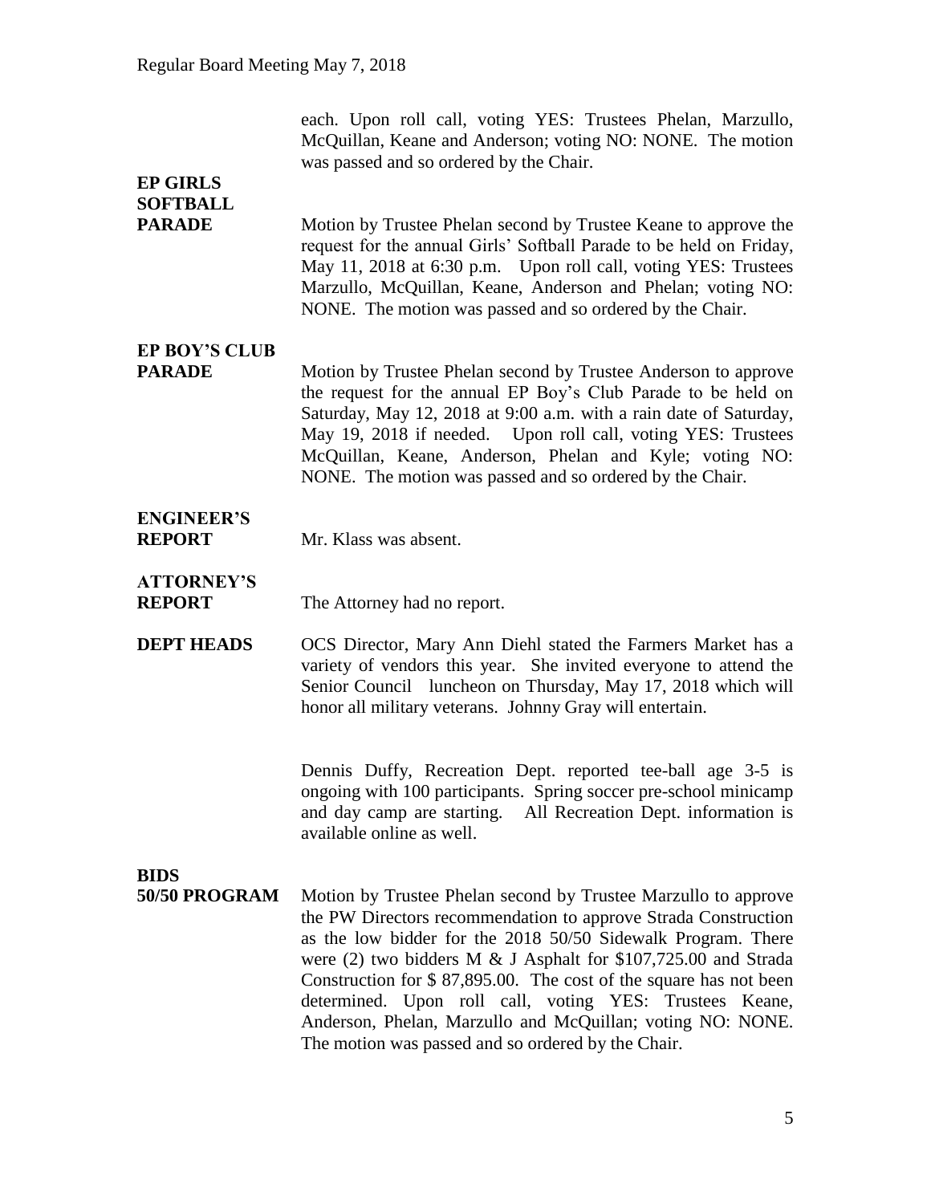each. Upon roll call, voting YES: Trustees Phelan, Marzullo, McQuillan, Keane and Anderson; voting NO: NONE. The motion was passed and so ordered by the Chair.

**EP GIRLS SOFTBALL PARADE**

Motion by Trustee Phelan second by Trustee Keane to approve the request for the annual Girls' Softball Parade to be held on Friday, May 11, 2018 at 6:30 p.m. Upon roll call, voting YES: Trustees Marzullo, McQuillan, Keane, Anderson and Phelan; voting NO: NONE. The motion was passed and so ordered by the Chair.

**EP BOY'S CLUB PARADE**

Motion by Trustee Phelan second by Trustee Anderson to approve the request for the annual EP Boy's Club Parade to be held on Saturday, May 12, 2018 at 9:00 a.m. with a rain date of Saturday, May 19, 2018 if needed. Upon roll call, voting YES: Trustees McQuillan, Keane, Anderson, Phelan and Kyle; voting NO: NONE. The motion was passed and so ordered by the Chair.

**ENGINEER'S REPORT**

Mr. Klass was absent.

**ATTORNEY'S REPORT**

The Attorney had no report.

**DEPT HEADS**

OCS Director, Mary Ann Diehl stated the Farmers Market has a variety of vendors this year. She invited everyone to attend the Senior Council luncheon on Thursday, May 17, 2018 which will honor all military veterans. Johnny Gray will entertain.

Dennis Duffy, Recreation Dept. reported tee-ball age 3-5 is ongoing with 100 participants. Spring soccer pre-school minicamp and day camp are starting. All Recreation Dept. information is available online as well.

**BIDS**

**50/50 PROGRAM**

Motion by Trustee Phelan second by Trustee Marzullo to approve the PW Directors recommendation to approve Strada Construction as the low bidder for the 2018 50/50 Sidewalk Program. There were (2) two bidders M & J Asphalt for $107,725.00 and Strada Construction for $ 87,895.00. The cost of the square has not been determined. Upon roll call, voting YES: Trustees Keane, Anderson, Phelan, Marzullo and McQuillan; voting NO: NONE. The motion was passed and so ordered by the Chair.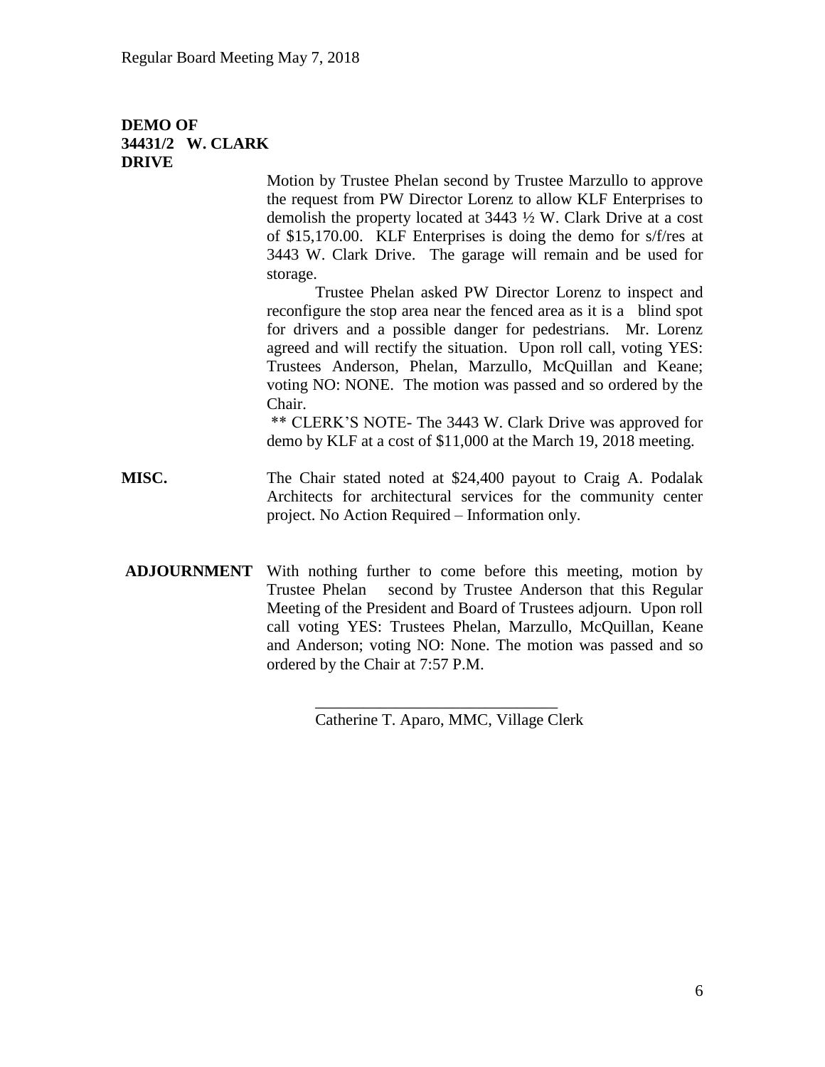**DEMO OF 34431/2 W. CLARK DRIVE**

Motion by Trustee Phelan second by Trustee Marzullo to approve the request from PW Director Lorenz to allow KLF Enterprises to demolish the property located at 3443 ½ W. Clark Drive at a cost of $15,170.00. KLF Enterprises is doing the demo for s/f/res at 3443 W. Clark Drive. The garage will remain and be used for storage.

Trustee Phelan asked PW Director Lorenz to inspect and reconfigure the stop area near the fenced area as it is a blind spot for drivers and a possible danger for pedestrians. Mr. Lorenz agreed and will rectify the situation. Upon roll call, voting YES: Trustees Anderson, Phelan, Marzullo, McQuillan and Keane; voting NO: NONE. The motion was passed and so ordered by the Chair.

** CLERK'S NOTE- The 3443 W. Clark Drive was approved for demo by KLF at a cost of $11,000 at the March 19, 2018 meeting.

**MISC.**

The Chair stated noted at $24,400 payout to Craig A. Podalak Architects for architectural services for the community center project. No Action Required – Information only.

**ADJOURNMENT**

With nothing further to come before this meeting, motion by Trustee Phelan second by Trustee Anderson that this Regular Meeting of the President and Board of Trustees adjourn. Upon roll call voting YES: Trustees Phelan, Marzullo, McQuillan, Keane and Anderson; voting NO: None. The motion was passed and so ordered by the Chair at 7:57 P.M.

______________________________

Catherine T. Aparo, MMC, Village Clerk